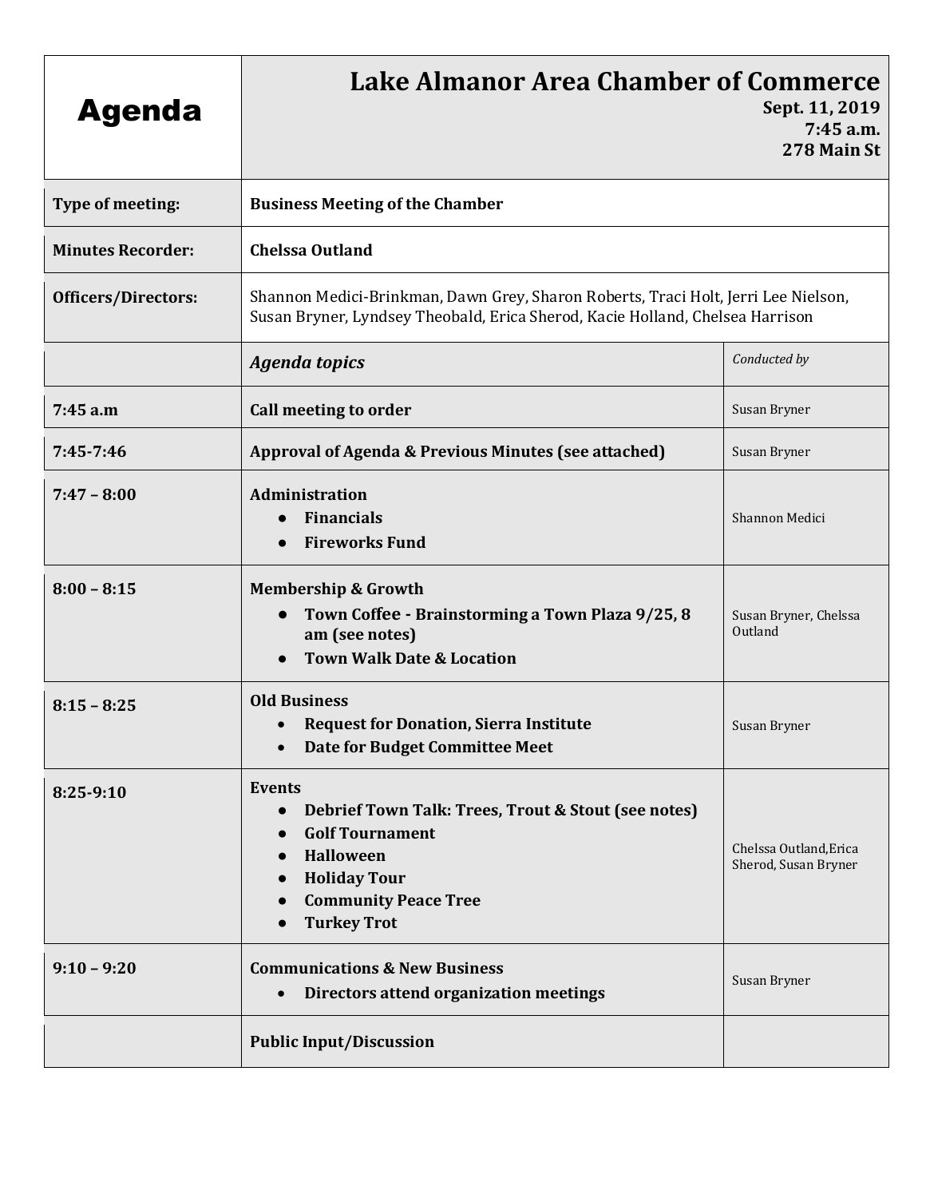# Agenda

## Lake Almanor Area Chamber of Commerce

**Sept. 11, 2019**
**7:45 a.m.**
**278 Main St**

| | |
|---|---|
| **Type of meeting:** | **Business Meeting of the Chamber** |
| **Minutes Recorder:** | **Chelssa Outland** |
| **Officers/Directors:** | Shannon Medici-Brinkman, Dawn Grey, Sharon Roberts, Traci Holt, Jerri Lee Nielson, Susan Bryner, Lyndsey Theobald, Erica Sherod, Kacie Holland, Chelsea Harrison |

| | *Agenda topics* | *Conducted by* |
|---|---|---|
| **7:45 a.m** | **Call meeting to order** | Susan Bryner |
| **7:45-7:46** | **Approval of Agenda & Previous Minutes (see attached)** | Susan Bryner |
| **7:47 – 8:00** | **Administration**<br>• **Financials**<br>• **Fireworks Fund** | Shannon Medici |
| **8:00 – 8:15** | **Membership & Growth**<br>• **Town Coffee - Brainstorming a Town Plaza 9/25, 8 am (see notes)**<br>• **Town Walk Date & Location** | Susan Bryner, Chelssa Outland |
| **8:15 – 8:25** | **Old Business**<br>• **Request for Donation, Sierra Institute**<br>• **Date for Budget Committee Meet** | Susan Bryner |
| **8:25-9:10** | **Events**<br>• **Debrief Town Talk: Trees, Trout & Stout (see notes)**<br>• **Golf Tournament**<br>• **Halloween**<br>• **Holiday Tour**<br>• **Community Peace Tree**<br>• **Turkey Trot** | Chelssa Outland, Erica Sherod, Susan Bryner |
| **9:10 – 9:20** | **Communications & New Business**<br>• **Directors attend organization meetings** | Susan Bryner |
| | **Public Input/Discussion** | |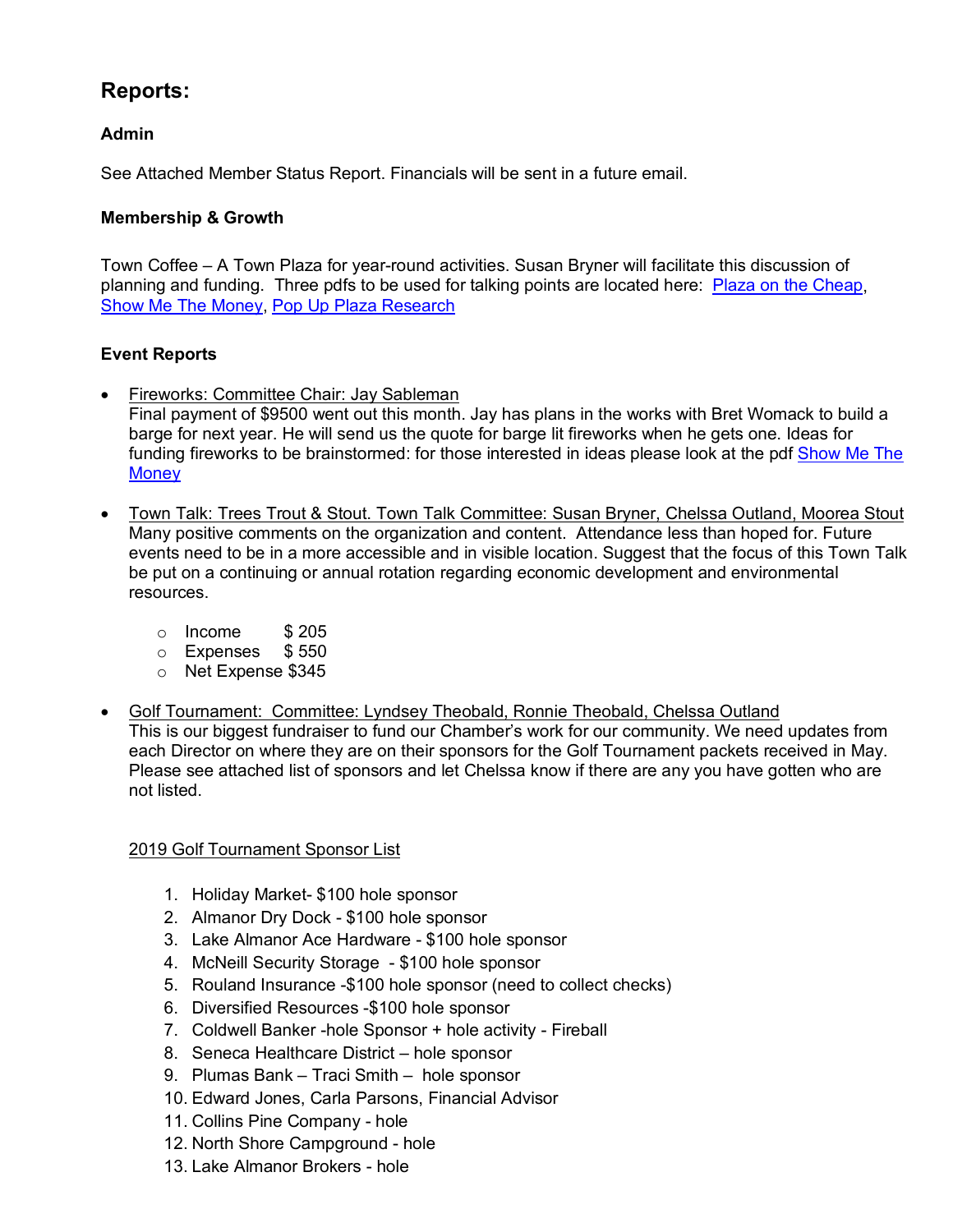## Reports:

### Admin

See Attached Member Status Report. Financials will be sent in a future email.

### Membership & Growth

Town Coffee – A Town Plaza for year-round activities. Susan Bryner will facilitate this discussion of planning and funding. Three pdfs to be used for talking points are located here: Plaza on the Cheap, Show Me The Money, Pop Up Plaza Research

### Event Reports

- Fireworks: Committee Chair: Jay Sableman
  Final payment of $9500 went out this month. Jay has plans in the works with Bret Womack to build a barge for next year. He will send us the quote for barge lit fireworks when he gets one. Ideas for funding fireworks to be brainstormed: for those interested in ideas please look at the pdf Show Me The Money

- Town Talk: Trees Trout & Stout. Town Talk Committee: Susan Bryner, Chelssa Outland, Moorea Stout
  Many positive comments on the organization and content. Attendance less than hoped for. Future events need to be in a more accessible and in visible location. Suggest that the focus of this Town Talk be put on a continuing or annual rotation regarding economic development and environmental resources.
  - Income $ 205
  - Expenses $ 550
  - Net Expense $345

- Golf Tournament: Committee: Lyndsey Theobald, Ronnie Theobald, Chelssa Outland
  This is our biggest fundraiser to fund our Chamber's work for our community. We need updates from each Director on where they are on their sponsors for the Golf Tournament packets received in May. Please see attached list of sponsors and let Chelssa know if there are any you have gotten who are not listed.

  2019 Golf Tournament Sponsor List

  1. Holiday Market- $100 hole sponsor
  2. Almanor Dry Dock - $100 hole sponsor
  3. Lake Almanor Ace Hardware - $100 hole sponsor
  4. McNeill Security Storage - $100 hole sponsor
  5. Rouland Insurance -$100 hole sponsor (need to collect checks)
  6. Diversified Resources -$100 hole sponsor
  7. Coldwell Banker -hole Sponsor + hole activity - Fireball
  8. Seneca Healthcare District – hole sponsor
  9. Plumas Bank – Traci Smith – hole sponsor
  10. Edward Jones, Carla Parsons, Financial Advisor
  11. Collins Pine Company - hole
  12. North Shore Campground - hole
  13. Lake Almanor Brokers - hole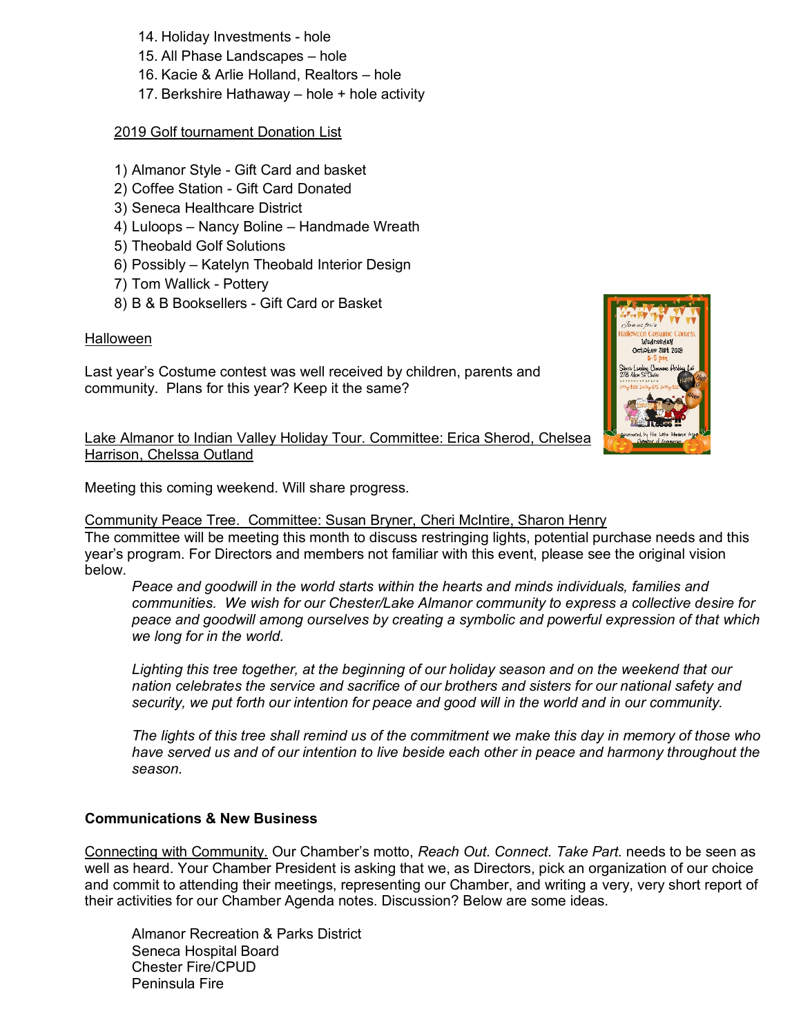14. Holiday Investments - hole
15. All Phase Landscapes – hole
16. Kacie & Arlie Holland, Realtors – hole
17. Berkshire Hathaway – hole + hole activity

2019 Golf tournament Donation List

1) Almanor Style - Gift Card and basket
2) Coffee Station - Gift Card Donated
3) Seneca Healthcare District
4) Luloops – Nancy Boline – Handmade Wreath
5) Theobald Golf Solutions
6) Possibly – Katelyn Theobald Interior Design
7) Tom Wallick - Pottery
8) B & B Booksellers - Gift Card or Basket

Halloween

Last year's Costume contest was well received by children, parents and community. Plans for this year? Keep it the same?

Lake Almanor to Indian Valley Holiday Tour. Committee: Erica Sherod, Chelsea Harrison, Chelssa Outland

Meeting this coming weekend. Will share progress.

Community Peace Tree. Committee: Susan Bryner, Cheri McIntire, Sharon Henry

The committee will be meeting this month to discuss restringing lights, potential purchase needs and this year's program. For Directors and members not familiar with this event, please see the original vision below.

> *Peace and goodwill in the world starts within the hearts and minds individuals, families and communities. We wish for our Chester/Lake Almanor community to express a collective desire for peace and goodwill among ourselves by creating a symbolic and powerful expression of that which we long for in the world.*
>
> *Lighting this tree together, at the beginning of our holiday season and on the weekend that our nation celebrates the service and sacrifice of our brothers and sisters for our national safety and security, we put forth our intention for peace and good will in the world and in our community.*
>
> *The lights of this tree shall remind us of the commitment we make this day in memory of those who have served us and of our intention to live beside each other in peace and harmony throughout the season.*

**Communications & New Business**

Connecting with Community. Our Chamber's motto, *Reach Out. Connect. Take Part.* needs to be seen as well as heard. Your Chamber President is asking that we, as Directors, pick an organization of our choice and commit to attending their meetings, representing our Chamber, and writing a very, very short report of their activities for our Chamber Agenda notes. Discussion? Below are some ideas.

Almanor Recreation & Parks District
Seneca Hospital Board
Chester Fire/CPUD
Peninsula Fire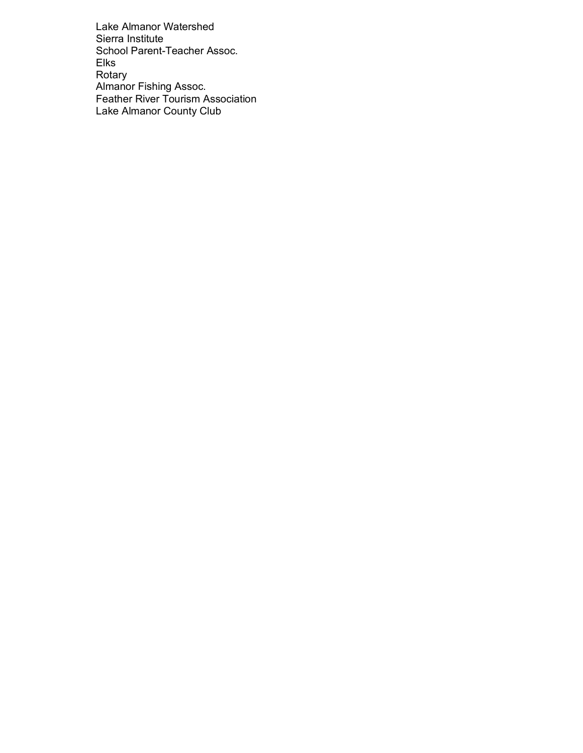Lake Almanor Watershed
Sierra Institute
School Parent-Teacher Assoc.
Elks
Rotary
Almanor Fishing Assoc.
Feather River Tourism Association
Lake Almanor County Club